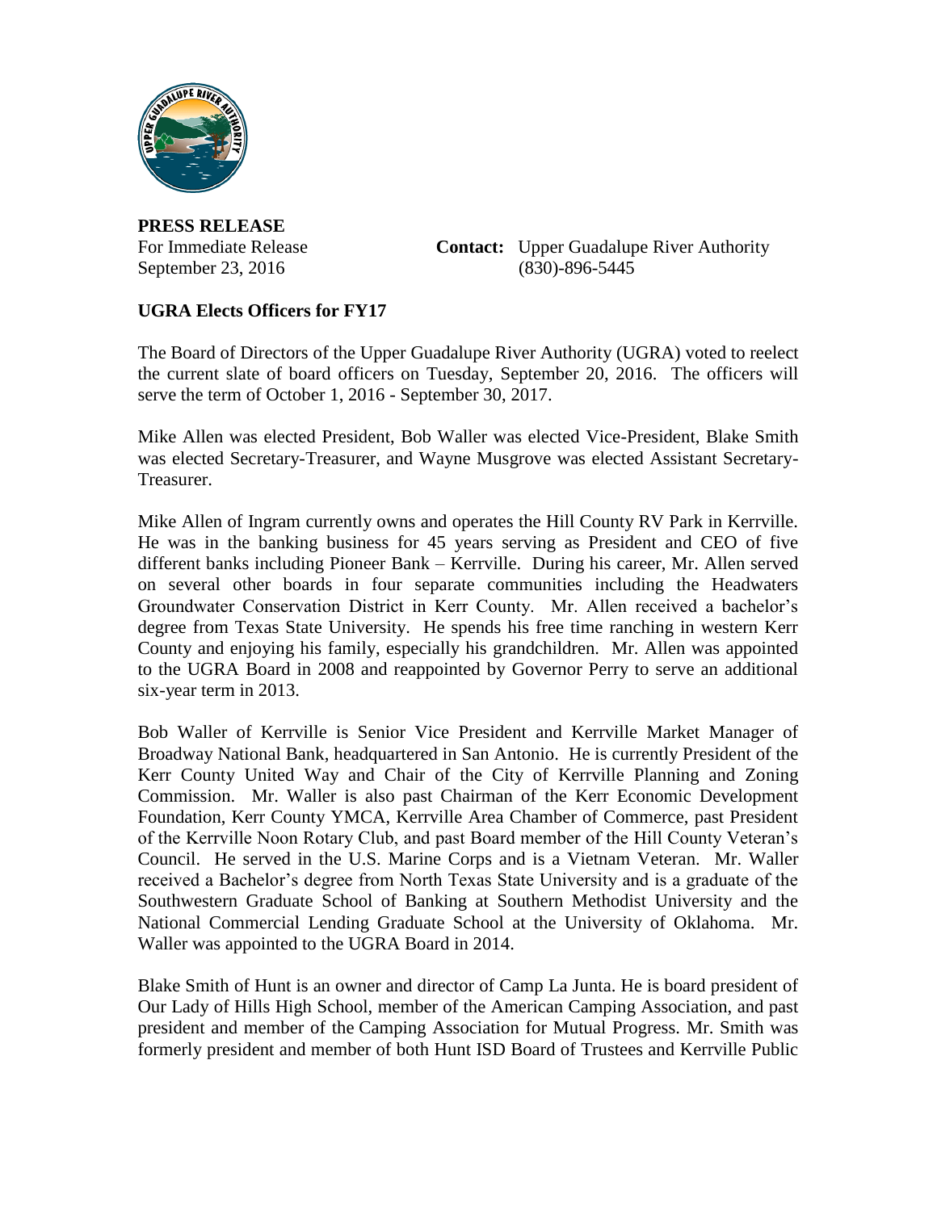**PRESS RELEASE**

For Immediate Release
September 23, 2016

**Contact:** Upper Guadalupe River Authority
(830)-896-5445

**UGRA Elects Officers for FY17**

The Board of Directors of the Upper Guadalupe River Authority (UGRA) voted to reelect the current slate of board officers on Tuesday, September 20, 2016. The officers will serve the term of October 1, 2016 - September 30, 2017.

Mike Allen was elected President, Bob Waller was elected Vice-President, Blake Smith was elected Secretary-Treasurer, and Wayne Musgrove was elected Assistant Secretary-Treasurer.

Mike Allen of Ingram currently owns and operates the Hill County RV Park in Kerrville. He was in the banking business for 45 years serving as President and CEO of five different banks including Pioneer Bank – Kerrville. During his career, Mr. Allen served on several other boards in four separate communities including the Headwaters Groundwater Conservation District in Kerr County. Mr. Allen received a bachelor's degree from Texas State University. He spends his free time ranching in western Kerr County and enjoying his family, especially his grandchildren. Mr. Allen was appointed to the UGRA Board in 2008 and reappointed by Governor Perry to serve an additional six-year term in 2013.

Bob Waller of Kerrville is Senior Vice President and Kerrville Market Manager of Broadway National Bank, headquartered in San Antonio. He is currently President of the Kerr County United Way and Chair of the City of Kerrville Planning and Zoning Commission. Mr. Waller is also past Chairman of the Kerr Economic Development Foundation, Kerr County YMCA, Kerrville Area Chamber of Commerce, past President of the Kerrville Noon Rotary Club, and past Board member of the Hill County Veteran's Council. He served in the U.S. Marine Corps and is a Vietnam Veteran. Mr. Waller received a Bachelor's degree from North Texas State University and is a graduate of the Southwestern Graduate School of Banking at Southern Methodist University and the National Commercial Lending Graduate School at the University of Oklahoma. Mr. Waller was appointed to the UGRA Board in 2014.

Blake Smith of Hunt is an owner and director of Camp La Junta. He is board president of Our Lady of Hills High School, member of the American Camping Association, and past president and member of the Camping Association for Mutual Progress. Mr. Smith was formerly president and member of both Hunt ISD Board of Trustees and Kerrville Public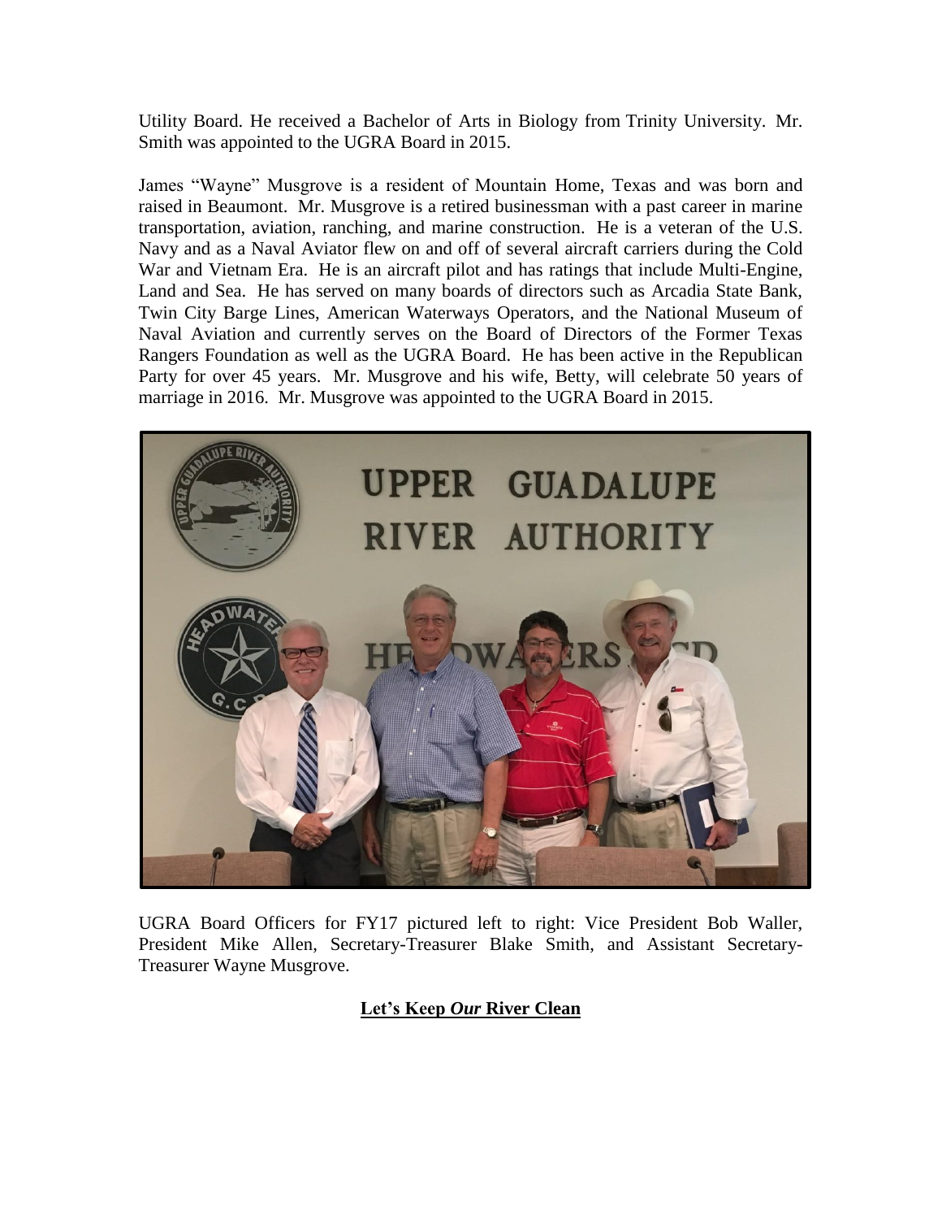Utility Board. He received a Bachelor of Arts in Biology from Trinity University. Mr. Smith was appointed to the UGRA Board in 2015.

James "Wayne" Musgrove is a resident of Mountain Home, Texas and was born and raised in Beaumont. Mr. Musgrove is a retired businessman with a past career in marine transportation, aviation, ranching, and marine construction. He is a veteran of the U.S. Navy and as a Naval Aviator flew on and off of several aircraft carriers during the Cold War and Vietnam Era. He is an aircraft pilot and has ratings that include Multi-Engine, Land and Sea. He has served on many boards of directors such as Arcadia State Bank, Twin City Barge Lines, American Waterways Operators, and the National Museum of Naval Aviation and currently serves on the Board of Directors of the Former Texas Rangers Foundation as well as the UGRA Board. He has been active in the Republican Party for over 45 years. Mr. Musgrove and his wife, Betty, will celebrate 50 years of marriage in 2016. Mr. Musgrove was appointed to the UGRA Board in 2015.

UGRA Board Officers for FY17 pictured left to right: Vice President Bob Waller, President Mike Allen, Secretary-Treasurer Blake Smith, and Assistant Secretary-Treasurer Wayne Musgrove.

**Let's Keep *Our* River Clean**